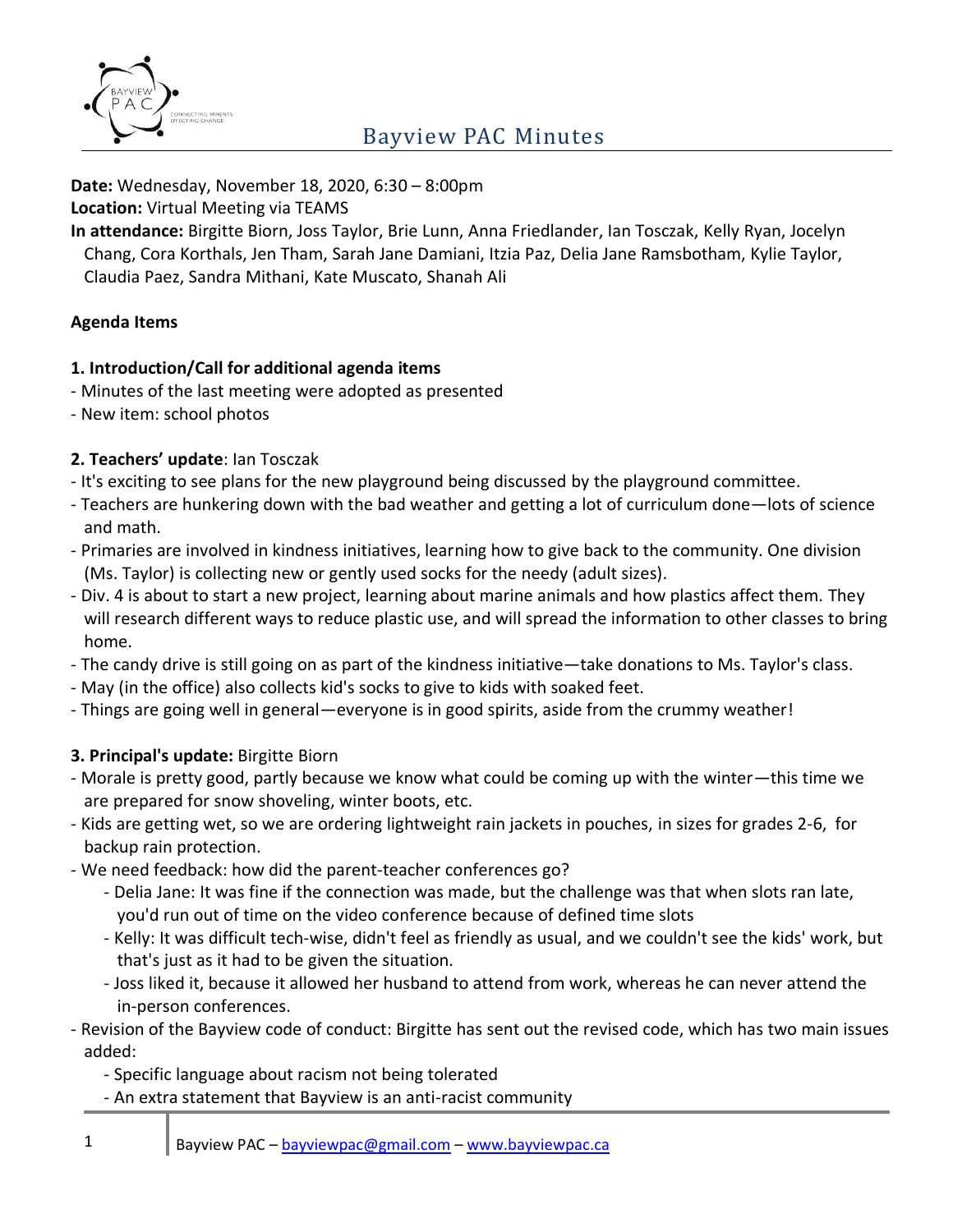# Bayview PAC Minutes

**Date:** Wednesday, November 18, 2020, 6:30 – 8:00pm
**Location:** Virtual Meeting via TEAMS
**In attendance:** Birgitte Biorn, Joss Taylor, Brie Lunn, Anna Friedlander, Ian Tosczak, Kelly Ryan, Jocelyn Chang, Cora Korthals, Jen Tham, Sarah Jane Damiani, Itzia Paz, Delia Jane Ramsbotham, Kylie Taylor, Claudia Paez, Sandra Mithani, Kate Muscato, Shanah Ali

**Agenda Items**

**1. Introduction/Call for additional agenda items**

- Minutes of the last meeting were adopted as presented
- New item: school photos

**2. Teachers' update**: Ian Tosczak

- It's exciting to see plans for the new playground being discussed by the playground committee.
- Teachers are hunkering down with the bad weather and getting a lot of curriculum done—lots of science and math.
- Primaries are involved in kindness initiatives, learning how to give back to the community. One division (Ms. Taylor) is collecting new or gently used socks for the needy (adult sizes).
- Div. 4 is about to start a new project, learning about marine animals and how plastics affect them. They will research different ways to reduce plastic use, and will spread the information to other classes to bring home.
- The candy drive is still going on as part of the kindness initiative—take donations to Ms. Taylor's class.
- May (in the office) also collects kid's socks to give to kids with soaked feet.
- Things are going well in general—everyone is in good spirits, aside from the crummy weather!

**3. Principal's update:** Birgitte Biorn

- Morale is pretty good, partly because we know what could be coming up with the winter—this time we are prepared for snow shoveling, winter boots, etc.
- Kids are getting wet, so we are ordering lightweight rain jackets in pouches, in sizes for grades 2-6, for backup rain protection.
- We need feedback: how did the parent-teacher conferences go?
  - Delia Jane: It was fine if the connection was made, but the challenge was that when slots ran late, you'd run out of time on the video conference because of defined time slots
  - Kelly: It was difficult tech-wise, didn't feel as friendly as usual, and we couldn't see the kids' work, but that's just as it had to be given the situation.
  - Joss liked it, because it allowed her husband to attend from work, whereas he can never attend the in-person conferences.
- Revision of the Bayview code of conduct: Birgitte has sent out the revised code, which has two main issues added:
  - Specific language about racism not being tolerated
  - An extra statement that Bayview is an anti-racist community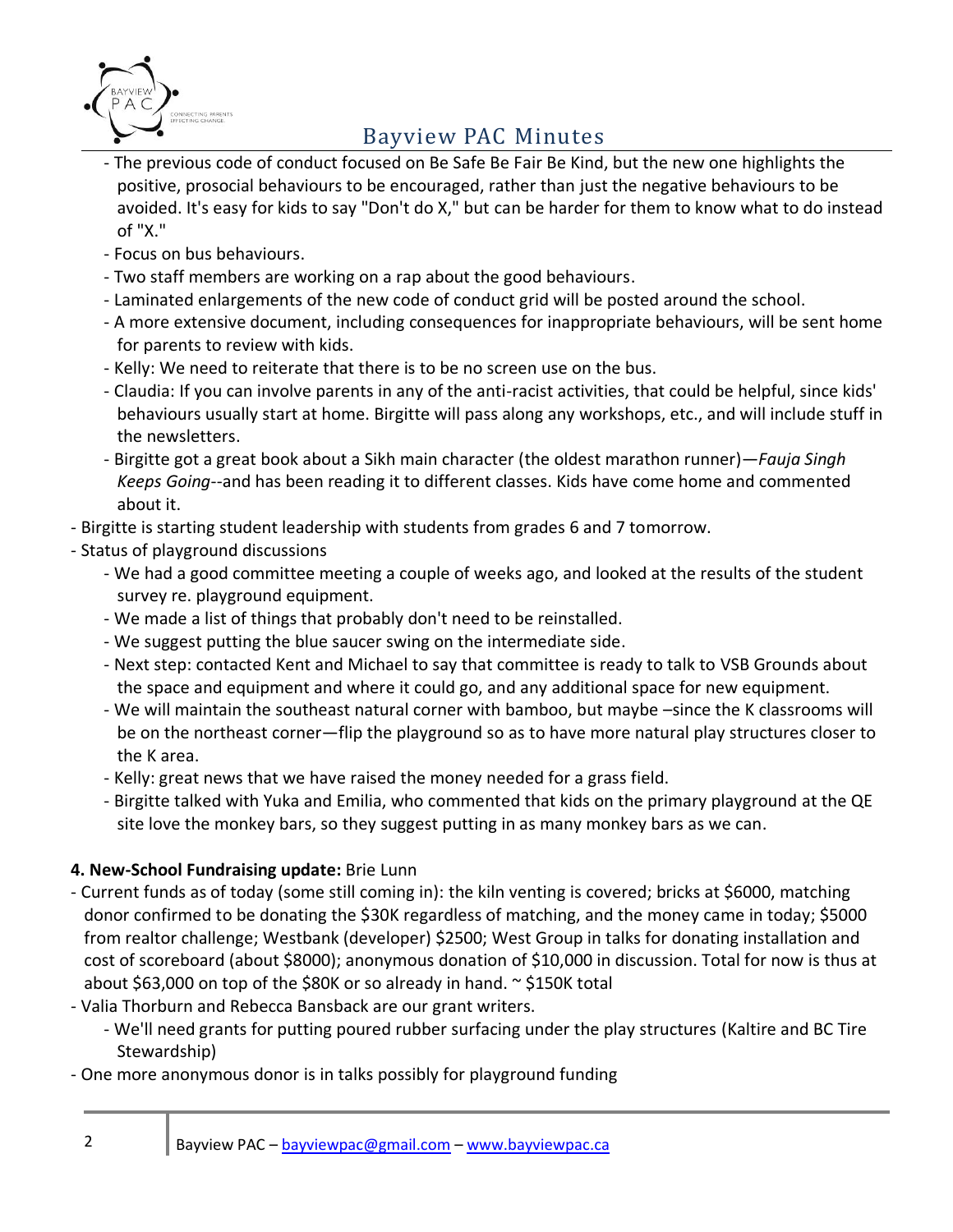- The previous code of conduct focused on Be Safe Be Fair Be Kind, but the new one highlights the positive, prosocial behaviours to be encouraged, rather than just the negative behaviours to be avoided. It's easy for kids to say "Don't do X," but can be harder for them to know what to do instead of "X."
    - Focus on bus behaviours.
    - Two staff members are working on a rap about the good behaviours.
    - Laminated enlargements of the new code of conduct grid will be posted around the school.
    - A more extensive document, including consequences for inappropriate behaviours, will be sent home for parents to review with kids.
    - Kelly: We need to reiterate that there is to be no screen use on the bus.
    - Claudia: If you can involve parents in any of the anti-racist activities, that could be helpful, since kids' behaviours usually start at home. Birgitte will pass along any workshops, etc., and will include stuff in the newsletters.
    - Birgitte got a great book about a Sikh main character (the oldest marathon runner)—*Fauja Singh Keeps Going*--and has been reading it to different classes. Kids have come home and commented about it.
- Birgitte is starting student leadership with students from grades 6 and 7 tomorrow.
- Status of playground discussions
    - We had a good committee meeting a couple of weeks ago, and looked at the results of the student survey re. playground equipment.
    - We made a list of things that probably don't need to be reinstalled.
    - We suggest putting the blue saucer swing on the intermediate side.
    - Next step: contacted Kent and Michael to say that committee is ready to talk to VSB Grounds about the space and equipment and where it could go, and any additional space for new equipment.
    - We will maintain the southeast natural corner with bamboo, but maybe –since the K classrooms will be on the northeast corner—flip the playground so as to have more natural play structures closer to the K area.
    - Kelly: great news that we have raised the money needed for a grass field.
    - Birgitte talked with Yuka and Emilia, who commented that kids on the primary playground at the QE site love the monkey bars, so they suggest putting in as many monkey bars as we can.

**4. New-School Fundraising update:** Brie Lunn

- Current funds as of today (some still coming in): the kiln venting is covered; bricks at $6000, matching donor confirmed to be donating the $30K regardless of matching, and the money came in today; $5000 from realtor challenge; Westbank (developer) $2500; West Group in talks for donating installation and cost of scoreboard (about $8000); anonymous donation of $10,000 in discussion. Total for now is thus at about $63,000 on top of the $80K or so already in hand. ~ $150K total
- Valia Thorburn and Rebecca Bansback are our grant writers.
    - We'll need grants for putting poured rubber surfacing under the play structures (Kaltire and BC Tire Stewardship)
- One more anonymous donor is in talks possibly for playground funding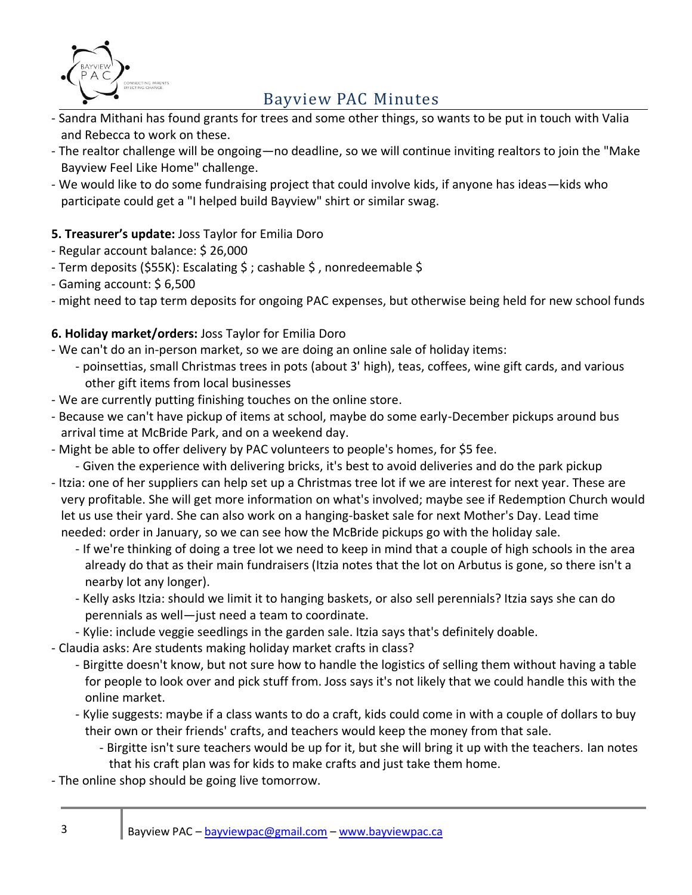- Sandra Mithani has found grants for trees and some other things, so wants to be put in touch with Valia and Rebecca to work on these.
- The realtor challenge will be ongoing—no deadline, so we will continue inviting realtors to join the "Make Bayview Feel Like Home" challenge.
- We would like to do some fundraising project that could involve kids, if anyone has ideas—kids who participate could get a "I helped build Bayview" shirt or similar swag.

**5. Treasurer's update:** Joss Taylor for Emilia Doro

- Regular account balance: $ 26,000
- Term deposits ($55K): Escalating $ ; cashable $ , nonredeemable $
- Gaming account: $ 6,500
- might need to tap term deposits for ongoing PAC expenses, but otherwise being held for new school funds

**6. Holiday market/orders:** Joss Taylor for Emilia Doro

- We can't do an in-person market, so we are doing an online sale of holiday items:
    - poinsettias, small Christmas trees in pots (about 3' high), teas, coffees, wine gift cards, and various other gift items from local businesses
- We are currently putting finishing touches on the online store.
- Because we can't have pickup of items at school, maybe do some early-December pickups around bus arrival time at McBride Park, and on a weekend day.
- Might be able to offer delivery by PAC volunteers to people's homes, for $5 fee.
    - Given the experience with delivering bricks, it's best to avoid deliveries and do the park pickup
- Itzia: one of her suppliers can help set up a Christmas tree lot if we are interest for next year. These are very profitable. She will get more information on what's involved; maybe see if Redemption Church would let us use their yard. She can also work on a hanging-basket sale for next Mother's Day. Lead time needed: order in January, so we can see how the McBride pickups go with the holiday sale.
    - If we're thinking of doing a tree lot we need to keep in mind that a couple of high schools in the area already do that as their main fundraisers (Itzia notes that the lot on Arbutus is gone, so there isn't a nearby lot any longer).
    - Kelly asks Itzia: should we limit it to hanging baskets, or also sell perennials? Itzia says she can do perennials as well—just need a team to coordinate.
    - Kylie: include veggie seedlings in the garden sale. Itzia says that's definitely doable.
- Claudia asks: Are students making holiday market crafts in class?
    - Birgitte doesn't know, but not sure how to handle the logistics of selling them without having a table for people to look over and pick stuff from. Joss says it's not likely that we could handle this with the online market.
    - Kylie suggests: maybe if a class wants to do a craft, kids could come in with a couple of dollars to buy their own or their friends' crafts, and teachers would keep the money from that sale.
        - Birgitte isn't sure teachers would be up for it, but she will bring it up with the teachers. Ian notes that his craft plan was for kids to make crafts and just take them home.
- The online shop should be going live tomorrow.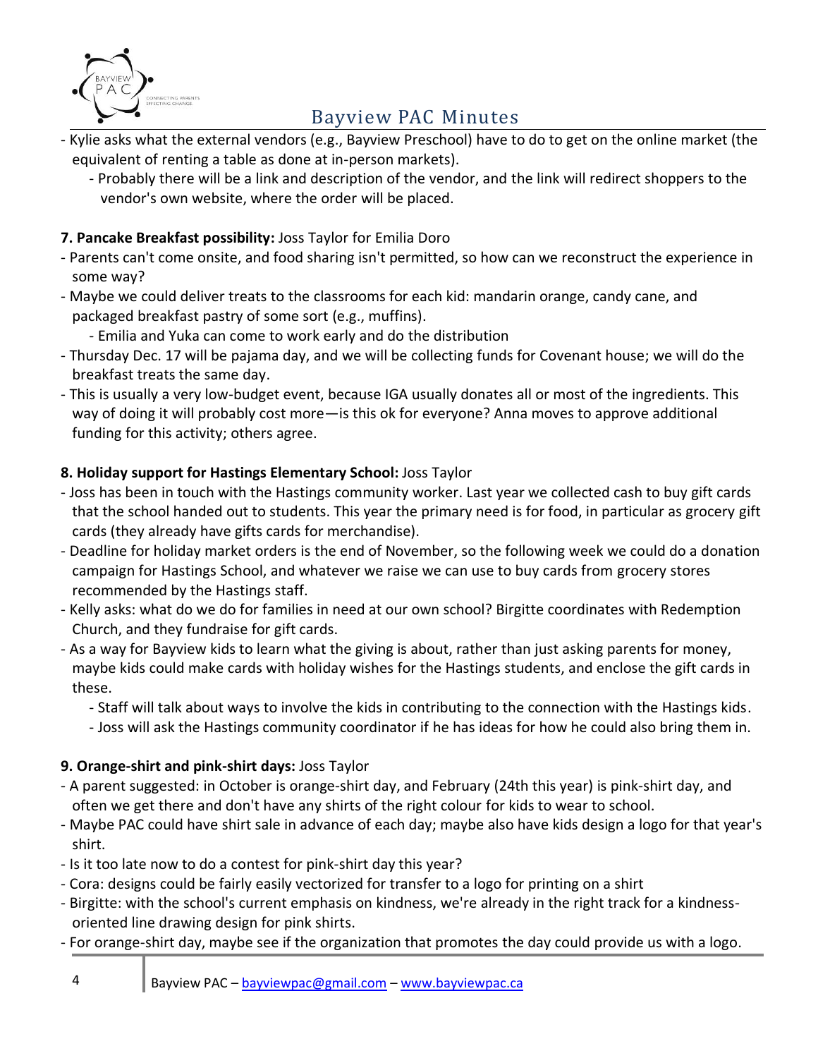- Kylie asks what the external vendors (e.g., Bayview Preschool) have to do to get on the online market (the equivalent of renting a table as done at in-person markets).
    - Probably there will be a link and description of the vendor, and the link will redirect shoppers to the vendor's own website, where the order will be placed.

**7. Pancake Breakfast possibility:** Joss Taylor for Emilia Doro

- Parents can't come onsite, and food sharing isn't permitted, so how can we reconstruct the experience in some way?
- Maybe we could deliver treats to the classrooms for each kid: mandarin orange, candy cane, and packaged breakfast pastry of some sort (e.g., muffins).
    - Emilia and Yuka can come to work early and do the distribution
- Thursday Dec. 17 will be pajama day, and we will be collecting funds for Covenant house; we will do the breakfast treats the same day.
- This is usually a very low-budget event, because IGA usually donates all or most of the ingredients. This way of doing it will probably cost more—is this ok for everyone? Anna moves to approve additional funding for this activity; others agree.

**8. Holiday support for Hastings Elementary School:** Joss Taylor

- Joss has been in touch with the Hastings community worker. Last year we collected cash to buy gift cards that the school handed out to students. This year the primary need is for food, in particular as grocery gift cards (they already have gifts cards for merchandise).
- Deadline for holiday market orders is the end of November, so the following week we could do a donation campaign for Hastings School, and whatever we raise we can use to buy cards from grocery stores recommended by the Hastings staff.
- Kelly asks: what do we do for families in need at our own school? Birgitte coordinates with Redemption Church, and they fundraise for gift cards.
- As a way for Bayview kids to learn what the giving is about, rather than just asking parents for money, maybe kids could make cards with holiday wishes for the Hastings students, and enclose the gift cards in these.
    - Staff will talk about ways to involve the kids in contributing to the connection with the Hastings kids.
    - Joss will ask the Hastings community coordinator if he has ideas for how he could also bring them in.

**9. Orange-shirt and pink-shirt days:** Joss Taylor

- A parent suggested: in October is orange-shirt day, and February (24th this year) is pink-shirt day, and often we get there and don't have any shirts of the right colour for kids to wear to school.
- Maybe PAC could have shirt sale in advance of each day; maybe also have kids design a logo for that year's shirt.
- Is it too late now to do a contest for pink-shirt day this year?
- Cora: designs could be fairly easily vectorized for transfer to a logo for printing on a shirt
- Birgitte: with the school's current emphasis on kindness, we're already in the right track for a kindness-oriented line drawing design for pink shirts.
- For orange-shirt day, maybe see if the organization that promotes the day could provide us with a logo.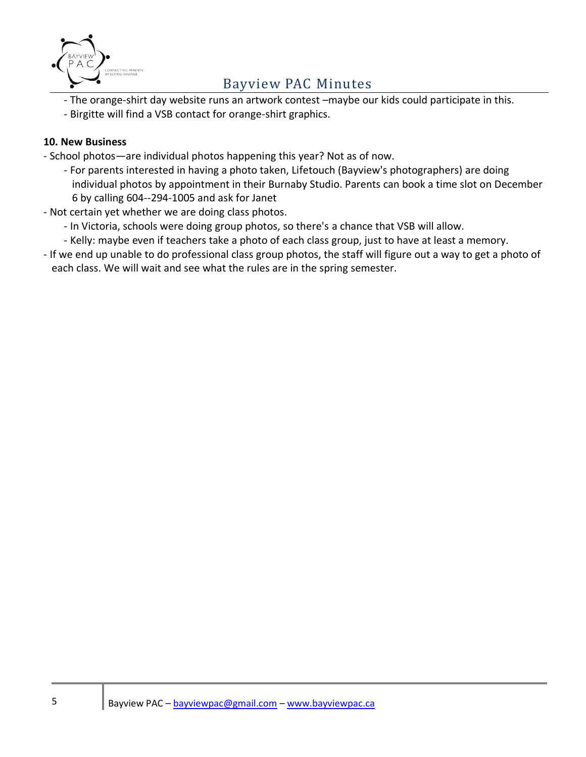- The orange-shirt day website runs an artwork contest –maybe our kids could participate in this.
  - Birgitte will find a VSB contact for orange-shirt graphics.

**10. New Business**

- School photos—are individual photos happening this year? Not as of now.
  - For parents interested in having a photo taken, Lifetouch (Bayview's photographers) are doing individual photos by appointment in their Burnaby Studio. Parents can book a time slot on December 6 by calling 604--294-1005 and ask for Janet
- Not certain yet whether we are doing class photos.
  - In Victoria, schools were doing group photos, so there's a chance that VSB will allow.
  - Kelly: maybe even if teachers take a photo of each class group, just to have at least a memory.
- If we end up unable to do professional class group photos, the staff will figure out a way to get a photo of each class. We will wait and see what the rules are in the spring semester.